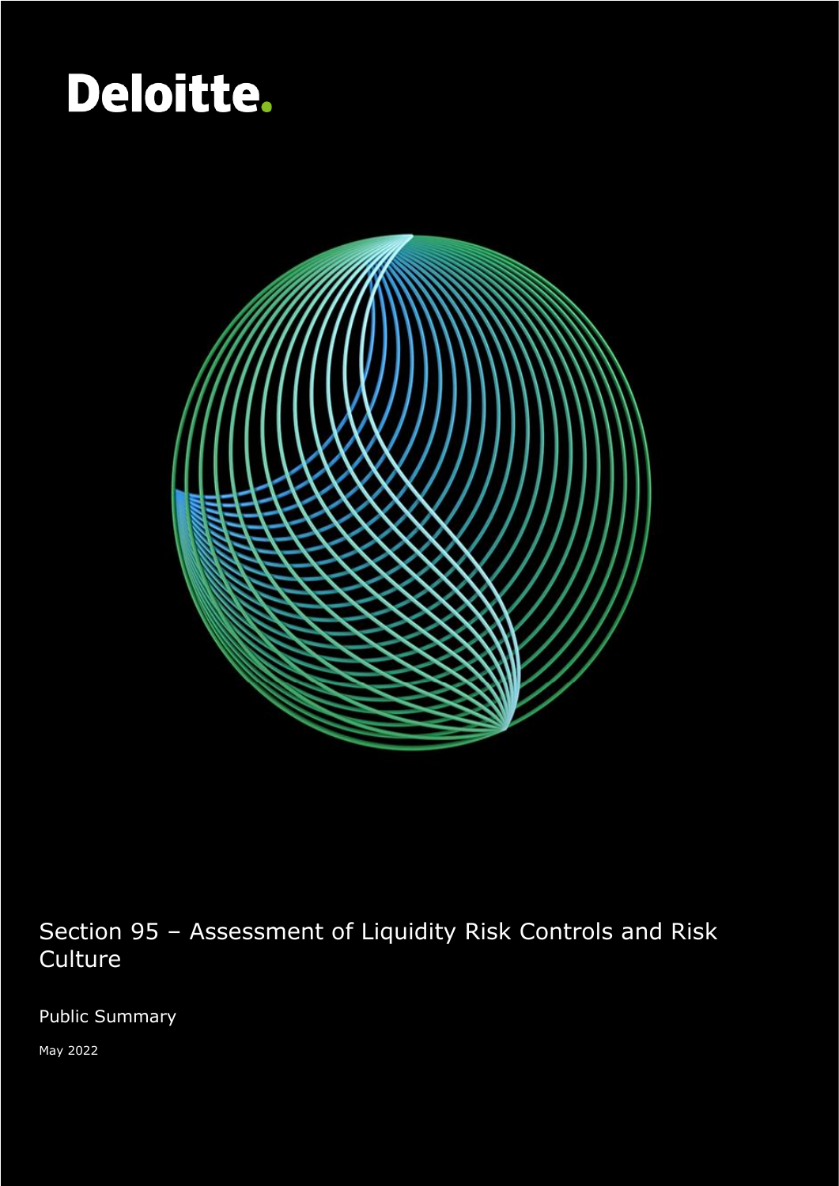Deloitte.

# Section 95 – Assessment of Liquidity Risk Controls and Risk Culture

Public Summary

May 2022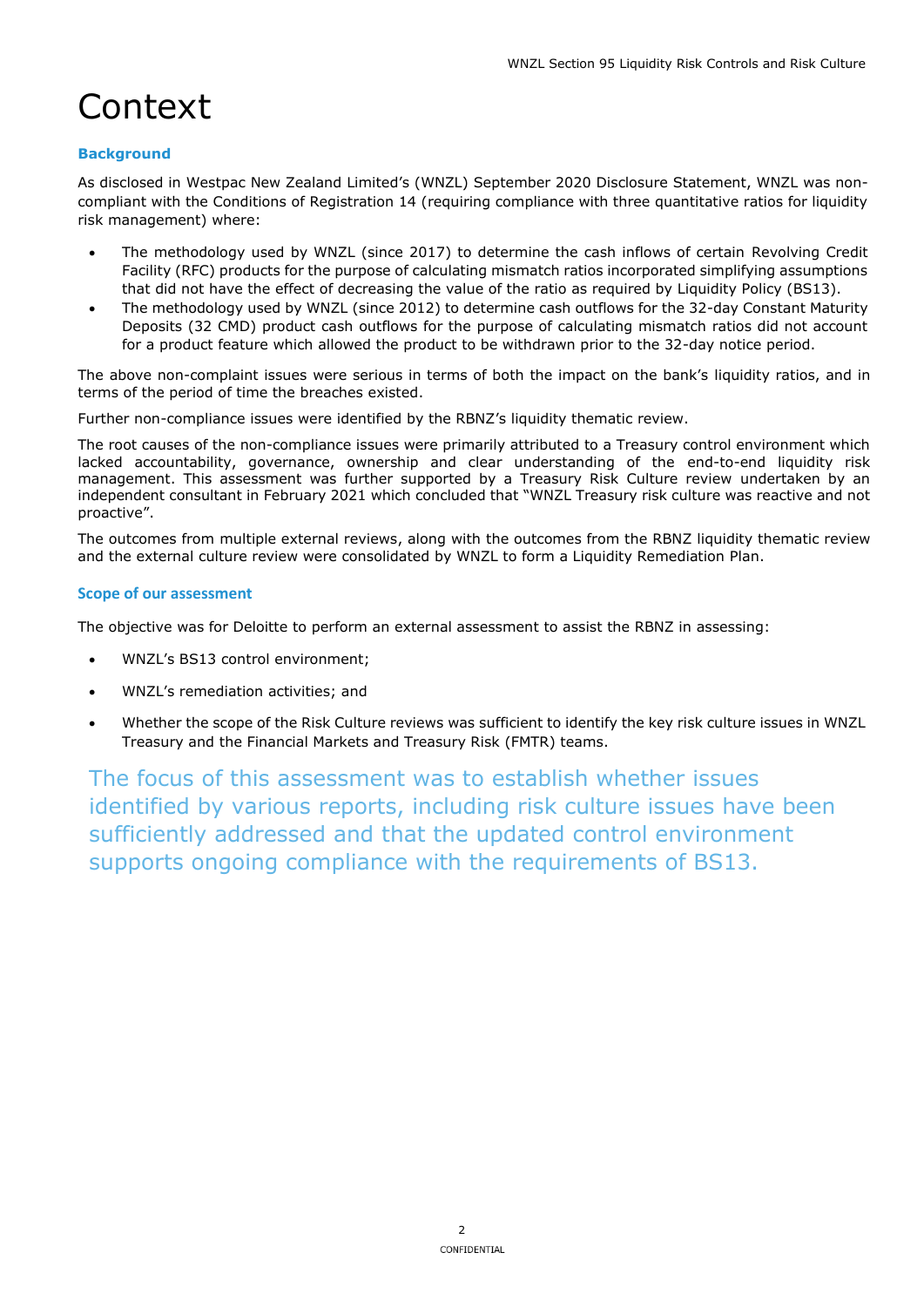# Context

## Background

As disclosed in Westpac New Zealand Limited's (WNZL) September 2020 Disclosure Statement, WNZL was non-compliant with the Conditions of Registration 14 (requiring compliance with three quantitative ratios for liquidity risk management) where:

- The methodology used by WNZL (since 2017) to determine the cash inflows of certain Revolving Credit Facility (RFC) products for the purpose of calculating mismatch ratios incorporated simplifying assumptions that did not have the effect of decreasing the value of the ratio as required by Liquidity Policy (BS13).
- The methodology used by WNZL (since 2012) to determine cash outflows for the 32-day Constant Maturity Deposits (32 CMD) product cash outflows for the purpose of calculating mismatch ratios did not account for a product feature which allowed the product to be withdrawn prior to the 32-day notice period.

The above non-complaint issues were serious in terms of both the impact on the bank's liquidity ratios, and in terms of the period of time the breaches existed.

Further non-compliance issues were identified by the RBNZ's liquidity thematic review.

The root causes of the non-compliance issues were primarily attributed to a Treasury control environment which lacked accountability, governance, ownership and clear understanding of the end-to-end liquidity risk management. This assessment was further supported by a Treasury Risk Culture review undertaken by an independent consultant in February 2021 which concluded that "WNZL Treasury risk culture was reactive and not proactive".

The outcomes from multiple external reviews, along with the outcomes from the RBNZ liquidity thematic review and the external culture review were consolidated by WNZL to form a Liquidity Remediation Plan.

## Scope of our assessment

The objective was for Deloitte to perform an external assessment to assist the RBNZ in assessing:

- WNZL's BS13 control environment;
- WNZL's remediation activities; and
- Whether the scope of the Risk Culture reviews was sufficient to identify the key risk culture issues in WNZL Treasury and the Financial Markets and Treasury Risk (FMTR) teams.

The focus of this assessment was to establish whether issues identified by various reports, including risk culture issues have been sufficiently addressed and that the updated control environment supports ongoing compliance with the requirements of BS13.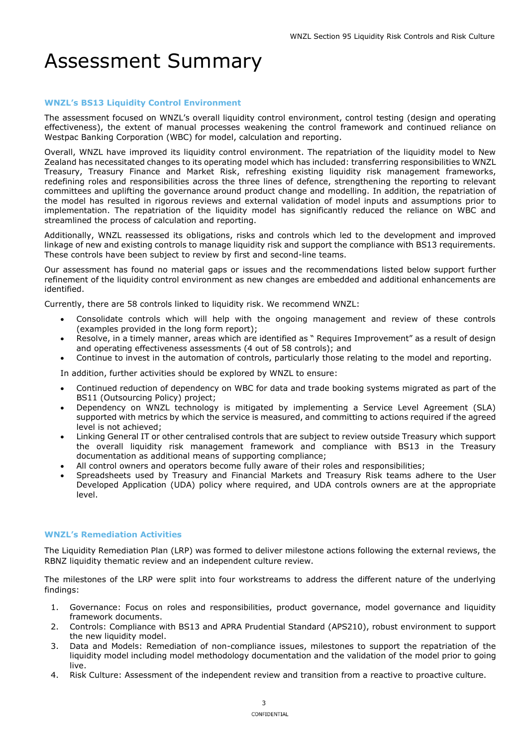# Assessment Summary

### WNZL's BS13 Liquidity Control Environment

The assessment focused on WNZL's overall liquidity control environment, control testing (design and operating effectiveness), the extent of manual processes weakening the control framework and continued reliance on Westpac Banking Corporation (WBC) for model, calculation and reporting.

Overall, WNZL have improved its liquidity control environment. The repatriation of the liquidity model to New Zealand has necessitated changes to its operating model which has included: transferring responsibilities to WNZL Treasury, Treasury Finance and Market Risk, refreshing existing liquidity risk management frameworks, redefining roles and responsibilities across the three lines of defence, strengthening the reporting to relevant committees and uplifting the governance around product change and modelling. In addition, the repatriation of the model has resulted in rigorous reviews and external validation of model inputs and assumptions prior to implementation. The repatriation of the liquidity model has significantly reduced the reliance on WBC and streamlined the process of calculation and reporting.

Additionally, WNZL reassessed its obligations, risks and controls which led to the development and improved linkage of new and existing controls to manage liquidity risk and support the compliance with BS13 requirements. These controls have been subject to review by first and second-line teams.

Our assessment has found no material gaps or issues and the recommendations listed below support further refinement of the liquidity control environment as new changes are embedded and additional enhancements are identified.

Currently, there are 58 controls linked to liquidity risk. We recommend WNZL:

- Consolidate controls which will help with the ongoing management and review of these controls (examples provided in the long form report);
- Resolve, in a timely manner, areas which are identified as " Requires Improvement" as a result of design and operating effectiveness assessments (4 out of 58 controls); and
- Continue to invest in the automation of controls, particularly those relating to the model and reporting.

In addition, further activities should be explored by WNZL to ensure:

- Continued reduction of dependency on WBC for data and trade booking systems migrated as part of the BS11 (Outsourcing Policy) project;
- Dependency on WNZL technology is mitigated by implementing a Service Level Agreement (SLA) supported with metrics by which the service is measured, and committing to actions required if the agreed level is not achieved;
- Linking General IT or other centralised controls that are subject to review outside Treasury which support the overall liquidity risk management framework and compliance with BS13 in the Treasury documentation as additional means of supporting compliance;
- All control owners and operators become fully aware of their roles and responsibilities;
- Spreadsheets used by Treasury and Financial Markets and Treasury Risk teams adhere to the User Developed Application (UDA) policy where required, and UDA controls owners are at the appropriate level.

### WNZL's Remediation Activities

The Liquidity Remediation Plan (LRP) was formed to deliver milestone actions following the external reviews, the RBNZ liquidity thematic review and an independent culture review.

The milestones of the LRP were split into four workstreams to address the different nature of the underlying findings:

1. Governance: Focus on roles and responsibilities, product governance, model governance and liquidity framework documents.
2. Controls: Compliance with BS13 and APRA Prudential Standard (APS210), robust environment to support the new liquidity model.
3. Data and Models: Remediation of non-compliance issues, milestones to support the repatriation of the liquidity model including model methodology documentation and the validation of the model prior to going live.
4. Risk Culture: Assessment of the independent review and transition from a reactive to proactive culture.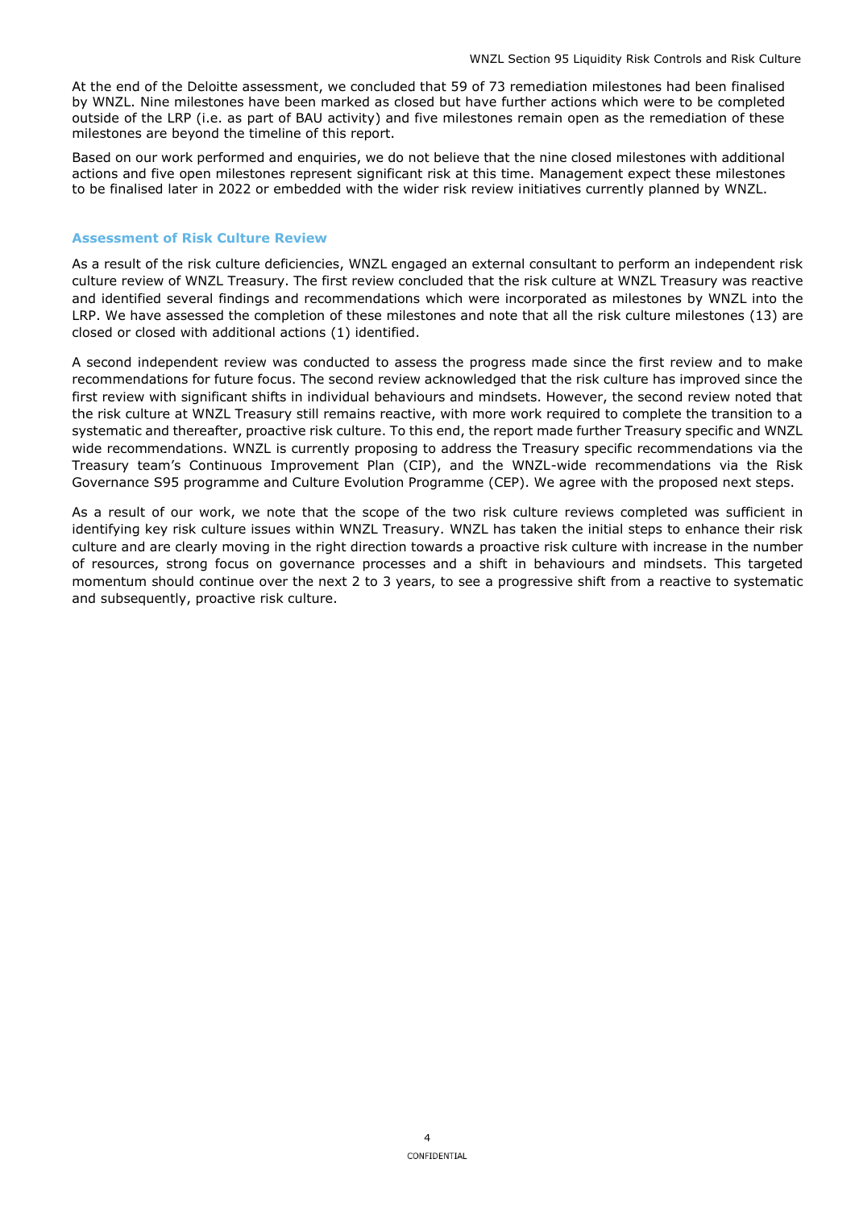At the end of the Deloitte assessment, we concluded that 59 of 73 remediation milestones had been finalised by WNZL. Nine milestones have been marked as closed but have further actions which were to be completed outside of the LRP (i.e. as part of BAU activity) and five milestones remain open as the remediation of these milestones are beyond the timeline of this report.

Based on our work performed and enquiries, we do not believe that the nine closed milestones with additional actions and five open milestones represent significant risk at this time. Management expect these milestones to be finalised later in 2022 or embedded with the wider risk review initiatives currently planned by WNZL.

### Assessment of Risk Culture Review

As a result of the risk culture deficiencies, WNZL engaged an external consultant to perform an independent risk culture review of WNZL Treasury. The first review concluded that the risk culture at WNZL Treasury was reactive and identified several findings and recommendations which were incorporated as milestones by WNZL into the LRP. We have assessed the completion of these milestones and note that all the risk culture milestones (13) are closed or closed with additional actions (1) identified.

A second independent review was conducted to assess the progress made since the first review and to make recommendations for future focus. The second review acknowledged that the risk culture has improved since the first review with significant shifts in individual behaviours and mindsets. However, the second review noted that the risk culture at WNZL Treasury still remains reactive, with more work required to complete the transition to a systematic and thereafter, proactive risk culture. To this end, the report made further Treasury specific and WNZL wide recommendations. WNZL is currently proposing to address the Treasury specific recommendations via the Treasury team's Continuous Improvement Plan (CIP), and the WNZL-wide recommendations via the Risk Governance S95 programme and Culture Evolution Programme (CEP). We agree with the proposed next steps.

As a result of our work, we note that the scope of the two risk culture reviews completed was sufficient in identifying key risk culture issues within WNZL Treasury. WNZL has taken the initial steps to enhance their risk culture and are clearly moving in the right direction towards a proactive risk culture with increase in the number of resources, strong focus on governance processes and a shift in behaviours and mindsets. This targeted momentum should continue over the next 2 to 3 years, to see a progressive shift from a reactive to systematic and subsequently, proactive risk culture.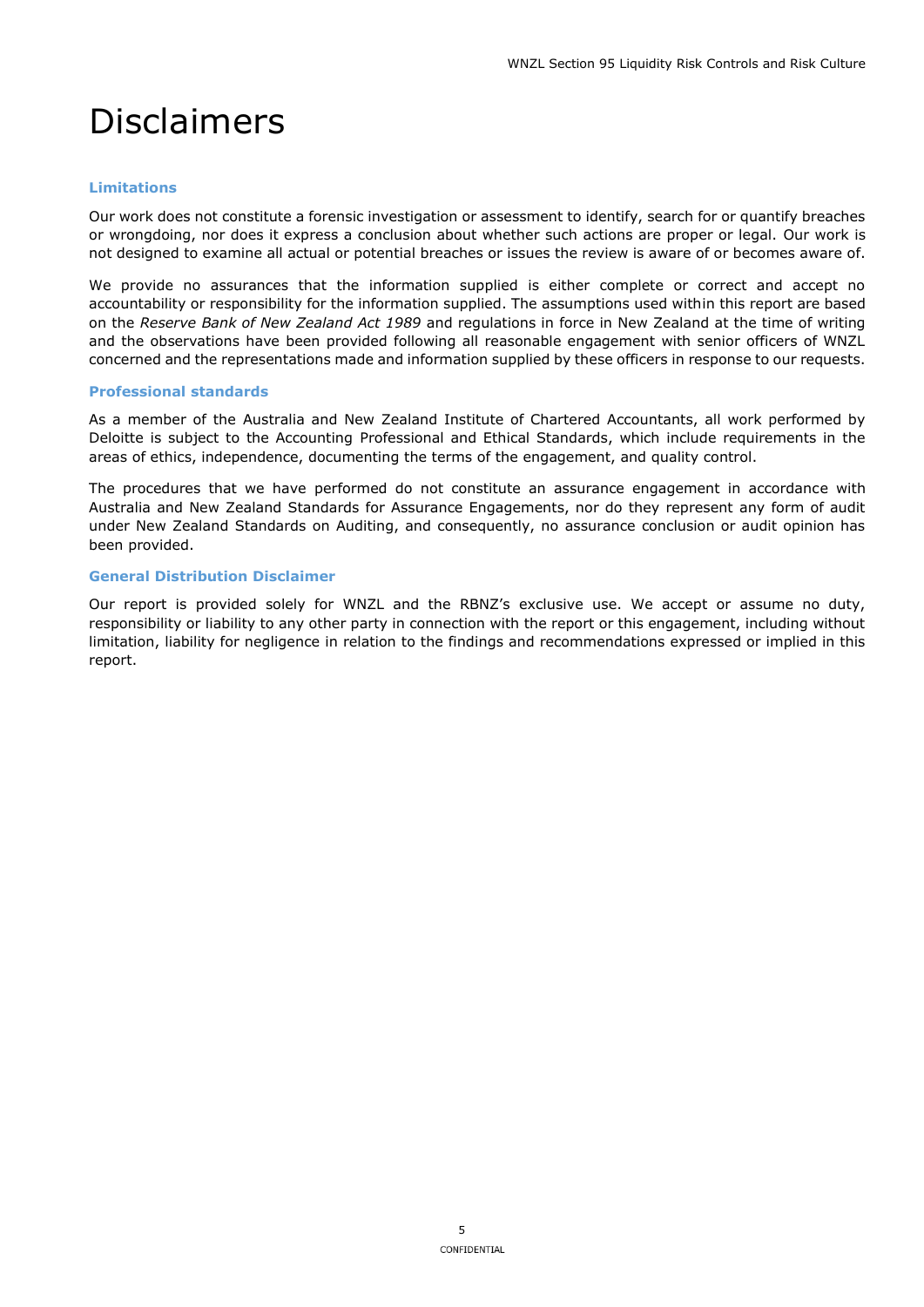# Disclaimers

### Limitations

Our work does not constitute a forensic investigation or assessment to identify, search for or quantify breaches or wrongdoing, nor does it express a conclusion about whether such actions are proper or legal. Our work is not designed to examine all actual or potential breaches or issues the review is aware of or becomes aware of.

We provide no assurances that the information supplied is either complete or correct and accept no accountability or responsibility for the information supplied. The assumptions used within this report are based on the *Reserve Bank of New Zealand Act 1989* and regulations in force in New Zealand at the time of writing and the observations have been provided following all reasonable engagement with senior officers of WNZL concerned and the representations made and information supplied by these officers in response to our requests.

### Professional standards

As a member of the Australia and New Zealand Institute of Chartered Accountants, all work performed by Deloitte is subject to the Accounting Professional and Ethical Standards, which include requirements in the areas of ethics, independence, documenting the terms of the engagement, and quality control.

The procedures that we have performed do not constitute an assurance engagement in accordance with Australia and New Zealand Standards for Assurance Engagements, nor do they represent any form of audit under New Zealand Standards on Auditing, and consequently, no assurance conclusion or audit opinion has been provided.

### General Distribution Disclaimer

Our report is provided solely for WNZL and the RBNZ's exclusive use. We accept or assume no duty, responsibility or liability to any other party in connection with the report or this engagement, including without limitation, liability for negligence in relation to the findings and recommendations expressed or implied in this report.

CONFIDENTIAL